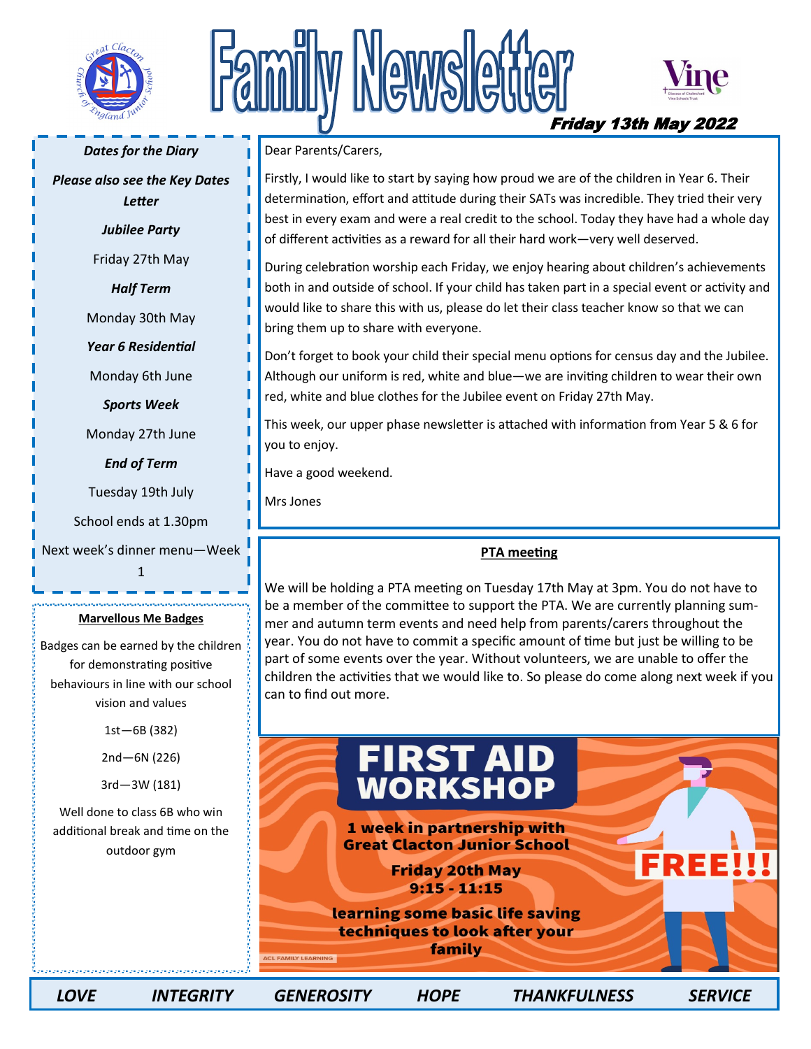# Family Newsletter

**Friday 13th May 2022**

Dear Parents/Carers,

Firstly, I would like to start by saying how proud we are of the children in Year 6. Their determination, effort and attitude during their SATs was incredible. They tried their very best in every exam and were a real credit to the school. Today they have had a whole day of different activities as a reward for all their hard work—very well deserved.

During celebration worship each Friday, we enjoy hearing about children's achievements both in and outside of school. If your child has taken part in a special event or activity and would like to share this with us, please do let their class teacher know so that we can bring them up to share with everyone.

Don't forget to book your child their special menu options for census day and the Jubilee. Although our uniform is red, white and blue—we are inviting children to wear their own red, white and blue clothes for the Jubilee event on Friday 27th May.

This week, our upper phase newsletter is attached with information from Year 5 & 6 for you to enjoy.

Have a good weekend.

Mrs Jones

## Dates for the Diary

*Please also see the Key Dates Letter*

***Jubilee Party***

Friday 27th May

***Half Term***

Monday 30th May

***Year 6 Residential***

Monday 6th June

***Sports Week***

Monday 27th June

***End of Term***

Tuesday 19th July

School ends at 1.30pm

Next week's dinner menu—Week 1

## Marvellous Me Badges

Badges can be earned by the children for demonstrating positive behaviours in line with our school vision and values

1st—6B (382)

2nd—6N (226)

3rd—3W (181)

Well done to class 6B who win additional break and time on the outdoor gym

## PTA meeting

We will be holding a PTA meeting on Tuesday 17th May at 3pm. You do not have to be a member of the committee to support the PTA. We are currently planning summer and autumn term events and need help from parents/carers throughout the year. You do not have to commit a specific amount of time but just be willing to be part of some events over the year. Without volunteers, we are unable to offer the children the activities that we would like to. So please do come along next week if you can to find out more.

## FIRST AID WORKSHOP

1 week in partnership with Great Clacton Junior School

Friday 20th May
9:15 - 11:15

learning some basic life saving techniques to look after your family

FREE!!!

ACL FAMILY LEARNING

LOVE | INTEGRITY | GENEROSITY | HOPE | THANKFULNESS | SERVICE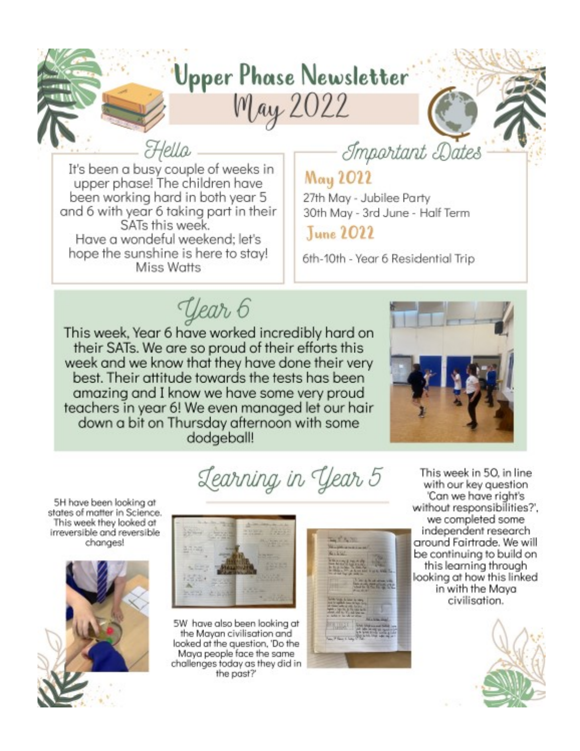# Upper Phase Newsletter
## May 2022

### Hello

It's been a busy couple of weeks in upper phase! The children have been working hard in both year 5 and 6 with year 6 taking part in their SATs this week.
Have a wondeful weekend; let's hope the sunshine is here to stay!
Miss Watts

### Important Dates

**May 2022**

27th May - Jubilee Party
30th May - 3rd June - Half Term

**June 2022**

6th-10th - Year 6 Residential Trip

### Year 6

This week, Year 6 have worked incredibly hard on their SATs. We are so proud of their efforts this week and we know that they have done their very best. Their attitude towards the tests has been amazing and I know we have some very proud teachers in year 6! We even managed let our hair down a bit on Thursday afternoon with some dodgeball!

### Learning in Year 5

5H have been looking at states of matter in Science. This week they looked at irreversible and reversible changes!

5W have also been looking at the Mayan civilisation and looked at the question, 'Do the Maya people face the same challenges today as they did in the past?'

This week in 5O, in line with our key question 'Can we have right's without responsibilities?', we completed some independent research around Fairtrade. We will be continuing to build on this learning through looking at how this linked in with the Maya civilisation.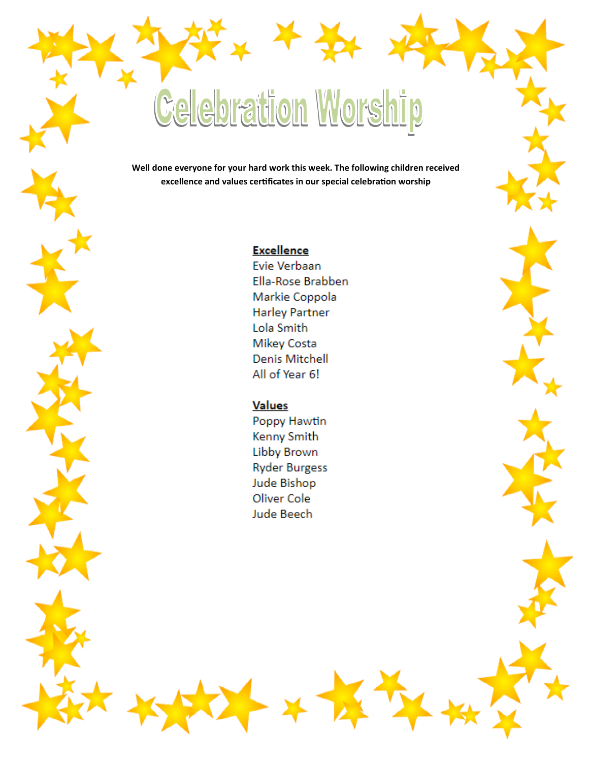# Celebration Worship

**Well done everyone for your hard work this week. The following children received excellence and values certificates in our special celebration worship**

**Excellence**

Evie Verbaan
Ella-Rose Brabben
Markie Coppola
Harley Partner
Lola Smith
Mikey Costa
Denis Mitchell
All of Year 6!

**Values**

Poppy Hawtin
Kenny Smith
Libby Brown
Ryder Burgess
Jude Bishop
Oliver Cole
Jude Beech